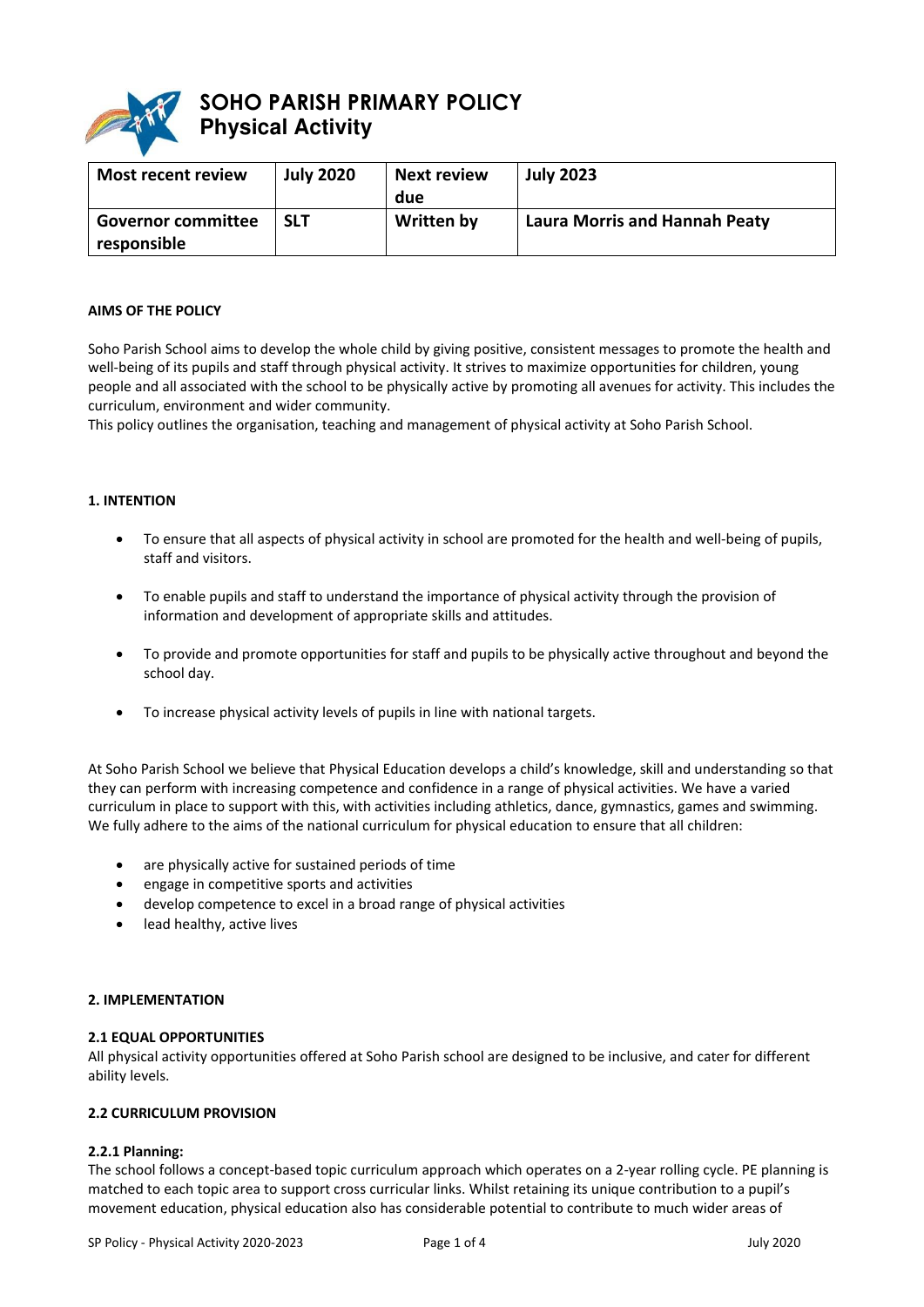# SOHO PARISH PRIMARY POLICY
## Physical Activity

| Most recent review | July 2020 | Next review due | July 2023 |
|---|---|---|---|
| Governor committee responsible | SLT | Written by | Laura Morris and Hannah Peaty |

**AIMS OF THE POLICY**

Soho Parish School aims to develop the whole child by giving positive, consistent messages to promote the health and well-being of its pupils and staff through physical activity. It strives to maximize opportunities for children, young people and all associated with the school to be physically active by promoting all avenues for activity. This includes the curriculum, environment and wider community.
This policy outlines the organisation, teaching and management of physical activity at Soho Parish School.

**1. INTENTION**

- To ensure that all aspects of physical activity in school are promoted for the health and well-being of pupils, staff and visitors.
- To enable pupils and staff to understand the importance of physical activity through the provision of information and development of appropriate skills and attitudes.
- To provide and promote opportunities for staff and pupils to be physically active throughout and beyond the school day.
- To increase physical activity levels of pupils in line with national targets.

At Soho Parish School we believe that Physical Education develops a child's knowledge, skill and understanding so that they can perform with increasing competence and confidence in a range of physical activities. We have a varied curriculum in place to support with this, with activities including athletics, dance, gymnastics, games and swimming. We fully adhere to the aims of the national curriculum for physical education to ensure that all children:

- are physically active for sustained periods of time
- engage in competitive sports and activities
- develop competence to excel in a broad range of physical activities
- lead healthy, active lives

**2. IMPLEMENTATION**

**2.1 EQUAL OPPORTUNITIES**
All physical activity opportunities offered at Soho Parish school are designed to be inclusive, and cater for different ability levels.

**2.2 CURRICULUM PROVISION**

**2.2.1 Planning:**
The school follows a concept-based topic curriculum approach which operates on a 2-year rolling cycle. PE planning is matched to each topic area to support cross curricular links. Whilst retaining its unique contribution to a pupil's movement education, physical education also has considerable potential to contribute to much wider areas of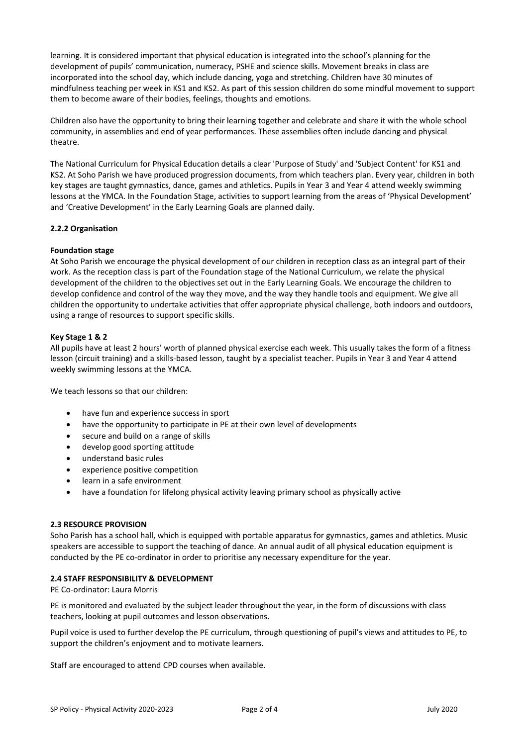learning. It is considered important that physical education is integrated into the school's planning for the development of pupils' communication, numeracy, PSHE and science skills. Movement breaks in class are incorporated into the school day, which include dancing, yoga and stretching. Children have 30 minutes of mindfulness teaching per week in KS1 and KS2. As part of this session children do some mindful movement to support them to become aware of their bodies, feelings, thoughts and emotions.

Children also have the opportunity to bring their learning together and celebrate and share it with the whole school community, in assemblies and end of year performances. These assemblies often include dancing and physical theatre.

The National Curriculum for Physical Education details a clear 'Purpose of Study' and 'Subject Content' for KS1 and KS2. At Soho Parish we have produced progression documents, from which teachers plan. Every year, children in both key stages are taught gymnastics, dance, games and athletics. Pupils in Year 3 and Year 4 attend weekly swimming lessons at the YMCA. In the Foundation Stage, activities to support learning from the areas of 'Physical Development' and 'Creative Development' in the Early Learning Goals are planned daily.

#### 2.2.2 Organisation

**Foundation stage**

At Soho Parish we encourage the physical development of our children in reception class as an integral part of their work. As the reception class is part of the Foundation stage of the National Curriculum, we relate the physical development of the children to the objectives set out in the Early Learning Goals. We encourage the children to develop confidence and control of the way they move, and the way they handle tools and equipment. We give all children the opportunity to undertake activities that offer appropriate physical challenge, both indoors and outdoors, using a range of resources to support specific skills.

**Key Stage 1 & 2**

All pupils have at least 2 hours' worth of planned physical exercise each week. This usually takes the form of a fitness lesson (circuit training) and a skills-based lesson, taught by a specialist teacher. Pupils in Year 3 and Year 4 attend weekly swimming lessons at the YMCA.

We teach lessons so that our children:

- have fun and experience success in sport
- have the opportunity to participate in PE at their own level of developments
- secure and build on a range of skills
- develop good sporting attitude
- understand basic rules
- experience positive competition
- learn in a safe environment
- have a foundation for lifelong physical activity leaving primary school as physically active

### 2.3 RESOURCE PROVISION

Soho Parish has a school hall, which is equipped with portable apparatus for gymnastics, games and athletics. Music speakers are accessible to support the teaching of dance. An annual audit of all physical education equipment is conducted by the PE co-ordinator in order to prioritise any necessary expenditure for the year.

### 2.4 STAFF RESPONSIBILITY & DEVELOPMENT

PE Co-ordinator: Laura Morris

PE is monitored and evaluated by the subject leader throughout the year, in the form of discussions with class teachers, looking at pupil outcomes and lesson observations.

Pupil voice is used to further develop the PE curriculum, through questioning of pupil's views and attitudes to PE, to support the children's enjoyment and to motivate learners.

Staff are encouraged to attend CPD courses when available.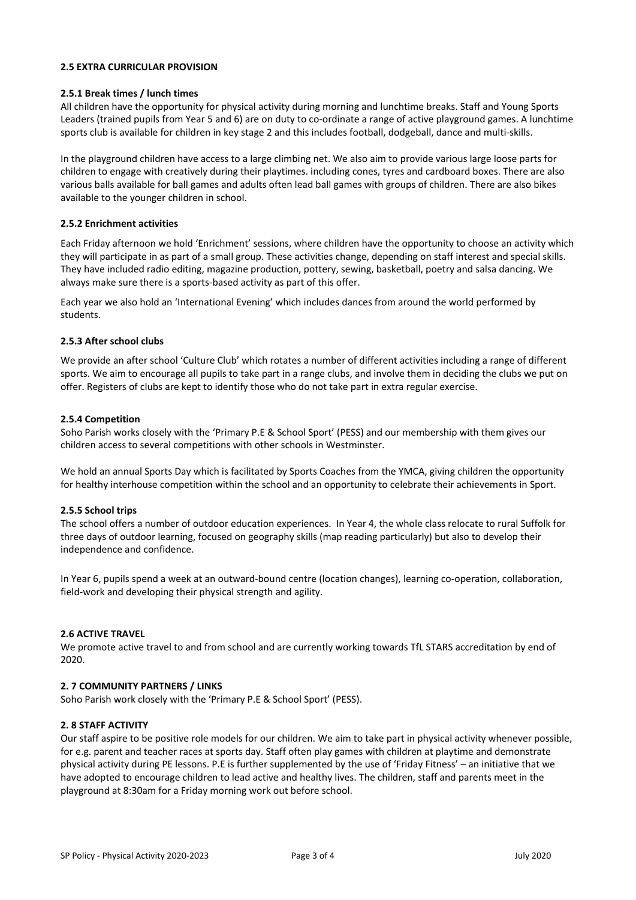## 2.5 EXTRA CURRICULAR PROVISION

### 2.5.1 Break times / lunch times

All children have the opportunity for physical activity during morning and lunchtime breaks. Staff and Young Sports Leaders (trained pupils from Year 5 and 6) are on duty to co-ordinate a range of active playground games. A lunchtime sports club is available for children in key stage 2 and this includes football, dodgeball, dance and multi-skills.

In the playground children have access to a large climbing net. We also aim to provide various large loose parts for children to engage with creatively during their playtimes. including cones, tyres and cardboard boxes. There are also various balls available for ball games and adults often lead ball games with groups of children. There are also bikes available to the younger children in school.

### 2.5.2 Enrichment activities

Each Friday afternoon we hold 'Enrichment' sessions, where children have the opportunity to choose an activity which they will participate in as part of a small group. These activities change, depending on staff interest and special skills. They have included radio editing, magazine production, pottery, sewing, basketball, poetry and salsa dancing. We always make sure there is a sports-based activity as part of this offer.

Each year we also hold an 'International Evening' which includes dances from around the world performed by students.

### 2.5.3 After school clubs

We provide an after school 'Culture Club' which rotates a number of different activities including a range of different sports. We aim to encourage all pupils to take part in a range clubs, and involve them in deciding the clubs we put on offer. Registers of clubs are kept to identify those who do not take part in extra regular exercise.

### 2.5.4 Competition

Soho Parish works closely with the 'Primary P.E & School Sport' (PESS) and our membership with them gives our children access to several competitions with other schools in Westminster.

We hold an annual Sports Day which is facilitated by Sports Coaches from the YMCA, giving children the opportunity for healthy interhouse competition within the school and an opportunity to celebrate their achievements in Sport.

### 2.5.5 School trips

The school offers a number of outdoor education experiences. In Year 4, the whole class relocate to rural Suffolk for three days of outdoor learning, focused on geography skills (map reading particularly) but also to develop their independence and confidence.

In Year 6, pupils spend a week at an outward-bound centre (location changes), learning co-operation, collaboration, field-work and developing their physical strength and agility.

## 2.6 ACTIVE TRAVEL

We promote active travel to and from school and are currently working towards TfL STARS accreditation by end of 2020.

## 2. 7 COMMUNITY PARTNERS / LINKS

Soho Parish work closely with the 'Primary P.E & School Sport' (PESS).

## 2. 8 STAFF ACTIVITY

Our staff aspire to be positive role models for our children. We aim to take part in physical activity whenever possible, for e.g. parent and teacher races at sports day. Staff often play games with children at playtime and demonstrate physical activity during PE lessons. P.E is further supplemented by the use of 'Friday Fitness' – an initiative that we have adopted to encourage children to lead active and healthy lives. The children, staff and parents meet in the playground at 8:30am for a Friday morning work out before school.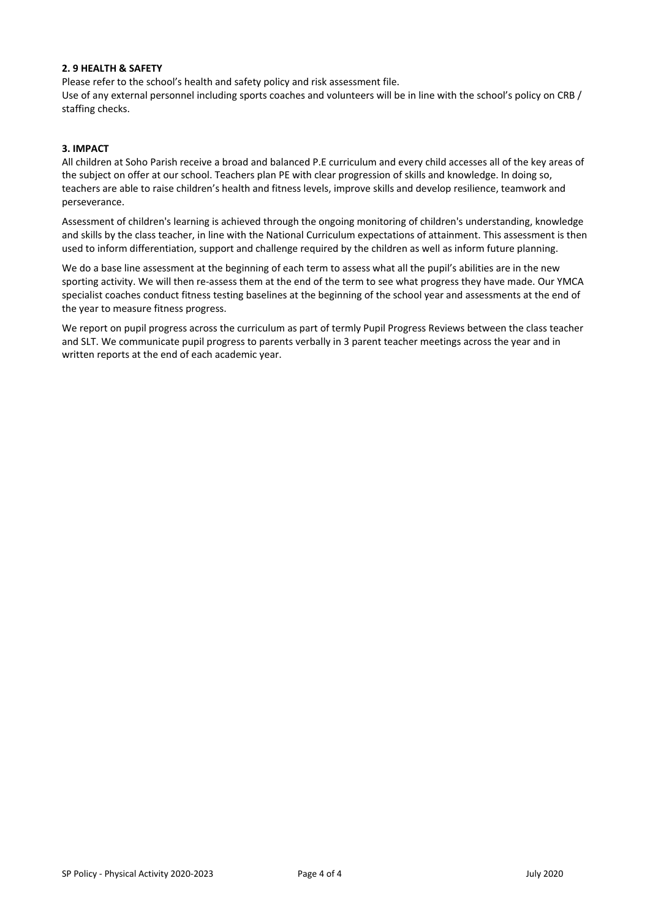**2. 9 HEALTH & SAFETY**

Please refer to the school's health and safety policy and risk assessment file.
Use of any external personnel including sports coaches and volunteers will be in line with the school's policy on CRB / staffing checks.

**3. IMPACT**

All children at Soho Parish receive a broad and balanced P.E curriculum and every child accesses all of the key areas of the subject on offer at our school. Teachers plan PE with clear progression of skills and knowledge. In doing so, teachers are able to raise children's health and fitness levels, improve skills and develop resilience, teamwork and perseverance.

Assessment of children's learning is achieved through the ongoing monitoring of children's understanding, knowledge and skills by the class teacher, in line with the National Curriculum expectations of attainment. This assessment is then used to inform differentiation, support and challenge required by the children as well as inform future planning.

We do a base line assessment at the beginning of each term to assess what all the pupil's abilities are in the new sporting activity. We will then re-assess them at the end of the term to see what progress they have made. Our YMCA specialist coaches conduct fitness testing baselines at the beginning of the school year and assessments at the end of the year to measure fitness progress.

We report on pupil progress across the curriculum as part of termly Pupil Progress Reviews between the class teacher and SLT. We communicate pupil progress to parents verbally in 3 parent teacher meetings across the year and in written reports at the end of each academic year.